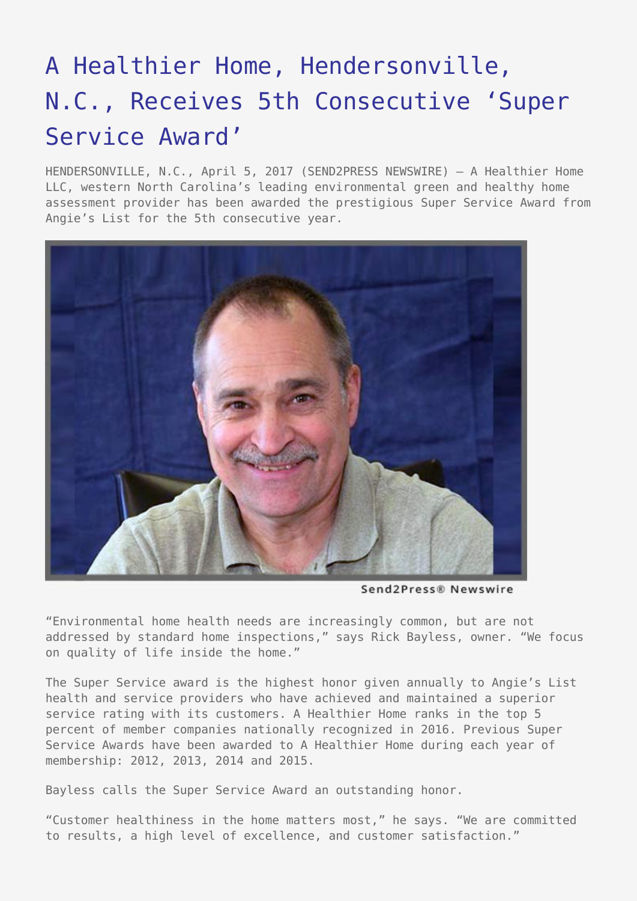# A Healthier Home, Hendersonville, N.C., Receives 5th Consecutive 'Super Service Award'

HENDERSONVILLE, N.C., April 5, 2017 (SEND2PRESS NEWSWIRE) — A Healthier Home LLC, western North Carolina's leading environmental green and healthy home assessment provider has been awarded the prestigious Super Service Award from Angie's List for the 5th consecutive year.

Send2Press® Newswire

"Environmental home health needs are increasingly common, but are not addressed by standard home inspections," says Rick Bayless, owner. "We focus on quality of life inside the home."

The Super Service award is the highest honor given annually to Angie's List health and service providers who have achieved and maintained a superior service rating with its customers. A Healthier Home ranks in the top 5 percent of member companies nationally recognized in 2016. Previous Super Service Awards have been awarded to A Healthier Home during each year of membership: 2012, 2013, 2014 and 2015.

Bayless calls the Super Service Award an outstanding honor.

"Customer healthiness in the home matters most," he says. "We are committed to results, a high level of excellence, and customer satisfaction."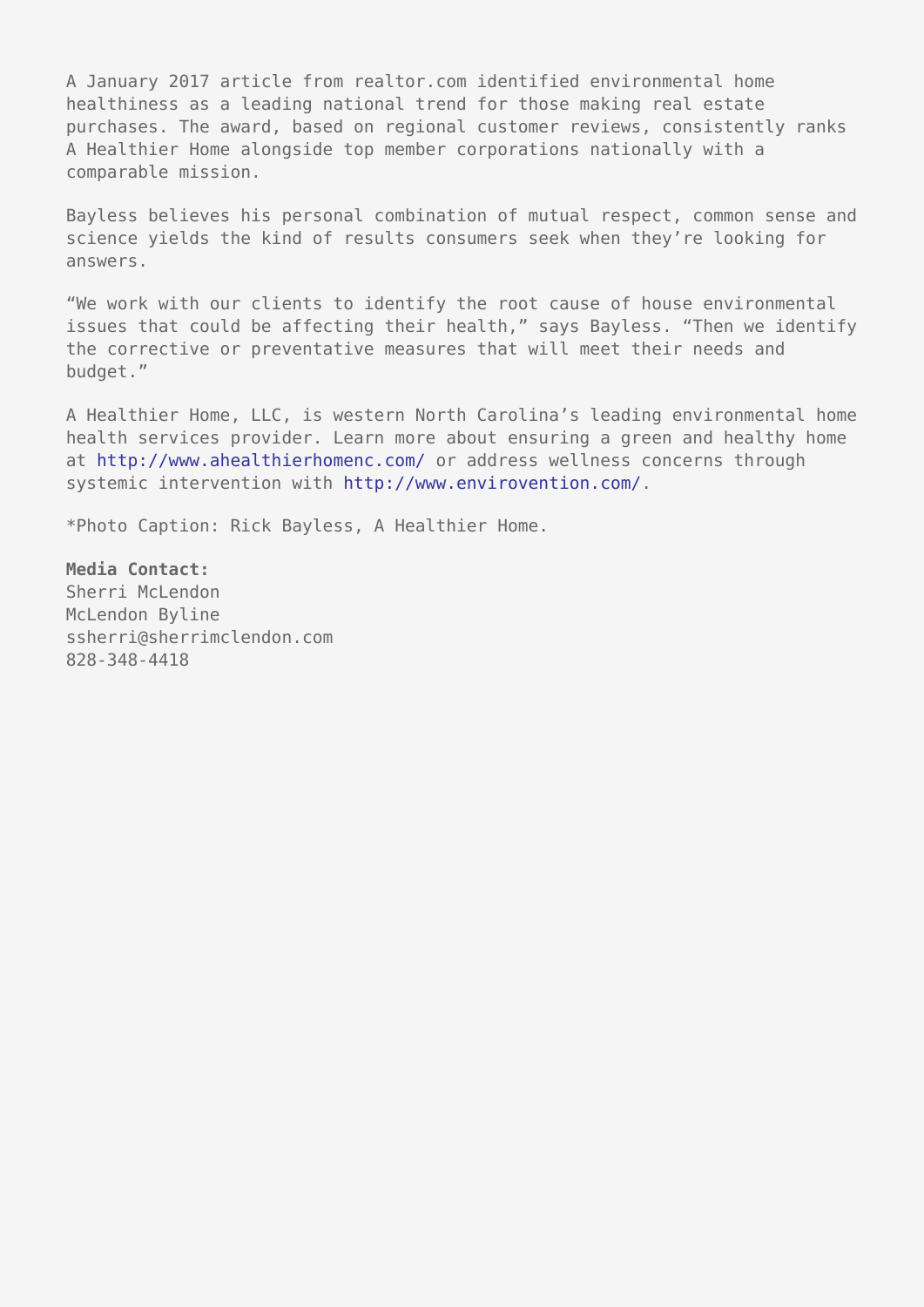A January 2017 article from realtor.com identified environmental home healthiness as a leading national trend for those making real estate purchases. The award, based on regional customer reviews, consistently ranks A Healthier Home alongside top member corporations nationally with a comparable mission.

Bayless believes his personal combination of mutual respect, common sense and science yields the kind of results consumers seek when they're looking for answers.

"We work with our clients to identify the root cause of house environmental issues that could be affecting their health," says Bayless. "Then we identify the corrective or preventative measures that will meet their needs and budget."

A Healthier Home, LLC, is western North Carolina's leading environmental home health services provider. Learn more about ensuring a green and healthy home at http://www.ahealthierhomenc.com/ or address wellness concerns through systemic intervention with http://www.envirovention.com/.

*Photo Caption: Rick Bayless, A Healthier Home.

**Media Contact:**
Sherri McLendon
McLendon Byline
ssherri@sherrimclendon.com
828-348-4418